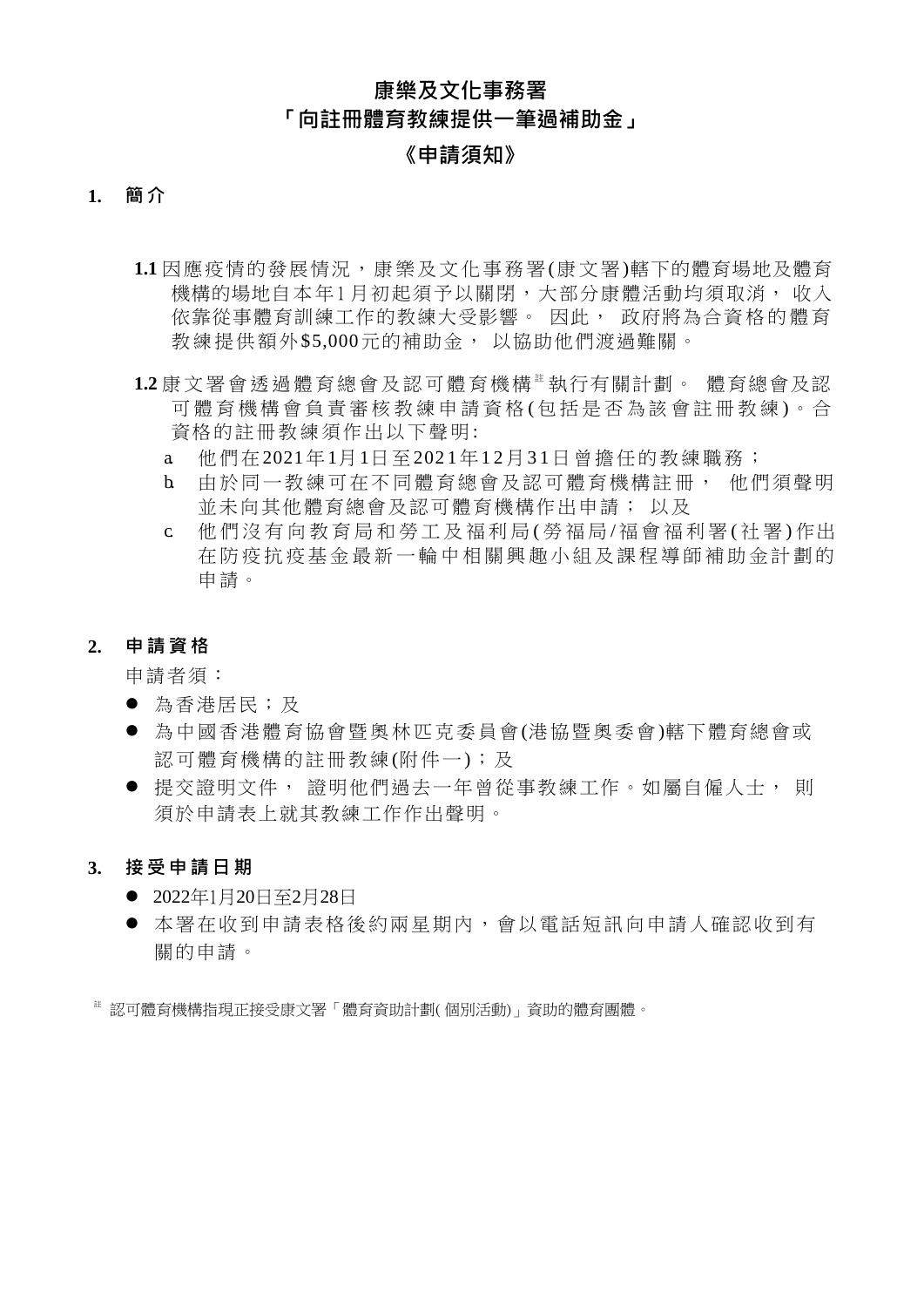# 康樂及文化事務署
# 「向註冊體育教練提供一筆過補助金」
## 《申請須知》

**1. 簡介**

**1.1** 因應疫情的發展情況，康樂及文化事務署(康文署)轄下的體育場地及體育機構的場地自本年1月初起須予以關閉，大部分康體活動均須取消， 收入依靠從事體育訓練工作的教練大受影響。 因此， 政府將為合資格的體育教練提供額外$5,000元的補助金， 以協助他們渡過難關。

**1.2** 康文署會透過體育總會及認可體育機構[註]執行有關計劃。 體育總會及認可體育機構會負責審核教練申請資格(包括是否為該會註冊教練)。合資格的註冊教練須作出以下聲明:

a. 他們在2021年1月1日至2021年12月31日曾擔任的教練職務；
b. 由於同一教練可在不同體育總會及認可體育機構註冊， 他們須聲明並未向其他體育總會及認可體育機構作出申請； 以及
c. 他們沒有向教育局和勞工及福利局(勞福局/福會福利署(社署)作出在防疫抗疫基金最新一輪中相關興趣小組及課程導師補助金計劃的申請。

**2. 申請資格**

申請者須：

- 為香港居民；及
- 為中國香港體育協會暨奧林匹克委員會(港協暨奧委會)轄下體育總會或認可體育機構的註冊教練(附件一)；及
- 提交證明文件， 證明他們過去一年曾從事教練工作。如屬自僱人士， 則須於申請表上就其教練工作作出聲明。

**3. 接受申請日期**

- 2022年1月20日至2月28日
- 本署在收到申請表格後約兩星期內，會以電話短訊向申請人確認收到有關的申請。

[註] 認可體育機構指現正接受康文署「體育資助計劃( 個別活動)」資助的體育團體。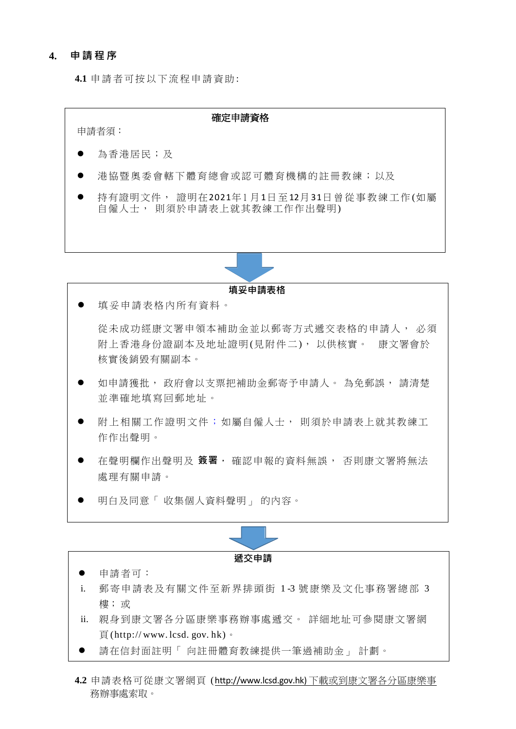## 4. 申請程序

**4.1** 申請者可按以下流程申請資助:

**確定申請資格**

申請者須：

- 為香港居民；及
- 港協暨奧委會轄下體育總會或認可體育機構的註冊教練；以及
- 持有證明文件， 證明在2021年1月1日至12月31日曾從事教練工作(如屬自僱人士， 則須於申請表上就其教練工作作出聲明)

⬇

**填妥申請表格**

- 填妥申請表格內所有資料。

  從未成功經康文署申領本補助金並以郵寄方式遞交表格的申請人， 必須附上香港身份證副本及地址證明(見附件二)， 以供核實。 康文署會於核實後銷毀有關副本。

- 如申請獲批， 政府會以支票把補助金郵寄予申請人。 為免郵誤， 請清楚並準確地填寫回郵地址。
- 附上相關工作證明文件；如屬自僱人士， 則須於申請表上就其教練工作作出聲明。
- 在聲明欄作出聲明及 **簽署**， 確認申報的資料無誤， 否則康文署將無法處理有關申請。
- 明白及同意「 收集個人資料聲明」 的內容。

⬇

**遞交申請**

- 申請者可：
  i. 郵寄申請表及有關文件至新界排頭街 1-3 號康樂及文化事務署總部 3 樓； 或
  ii. 親身到康文署各分區康樂事務辦事處遞交。 詳細地址可參閱康文署網頁(http://www.lcsd.gov.hk)。
- 請在信封面註明「 向註冊體育教練提供一筆過補助金」 計劃。

**4.2** 申請表格可從康文署網頁 (http://www.lcsd.gov.hk) 下載或到康文署各分區康樂事務辦事處索取。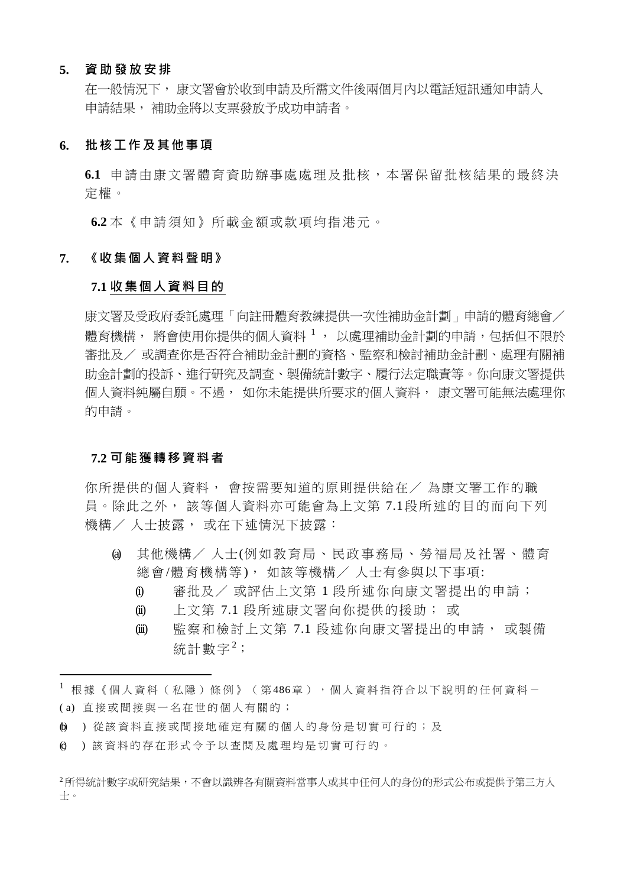## 5. 資助發放安排

在一般情況下， 康文署會於收到申請及所需文件後兩個月內以電話短訊通知申請人申請結果， 補助金將以支票發放予成功申請者。

## 6. 批核工作及其他事項

**6.1** 申請由康文署體育資助辦事處處理及批核，本署保留批核結果的最終決定權。

**6.2** 本《申請須知》所載金額或款項均指港元。

## 7. 《收集個人資料聲明》

### 7.1 收集個人資料目的

康文署及受政府委託處理「向註冊體育教練提供一次性補助金計劃」申請的體育總會／體育機構， 將會使用你提供的個人資料[1]， 以處理補助金計劃的申請，包括但不限於審批及／ 或調查你是否符合補助金計劃的資格、監察和檢討補助金計劃、處理有關補助金計劃的投訴、進行研究及調查、製備統計數字、履行法定職責等。你向康文署提供個人資料純屬自願。不過， 如你未能提供所要求的個人資料， 康文署可能無法處理你的申請。

### 7.2 可能獲轉移資料者

你所提供的個人資料， 會按需要知道的原則提供給在／ 為康文署工作的職員。除此之外， 該等個人資料亦可能會為上文第 7.1段所述的目的而向下列機構／ 人士披露， 或在下述情況下披露：

(a) 其他機構／ 人士(例如教育局、民政事務局、勞福局及社署、體育總會/體育機構等)， 如該等機構／ 人士有參與以下事項:

(i) 審批及／ 或評估上文第 1 段所述你向康文署提出的申請；

(ii) 上文第 7.1 段所述康文署向你提供的援助； 或

(iii) 監察和檢討上文第 7.1 段述你向康文署提出的申請， 或製備統計數字[2]；

---

[1] 根據《個人資料（私隱）條例》（第486章），個人資料指符合以下說明的任何資料－
(a) 直接或間接與一名在世的個人有關的；
(b) ) 從該資料直接或間接地確定有關的個人的身份是切實可行的；及
(c) ) 該資料的存在形式令予以查閱及處理均是切實可行的。

[2] 所得統計數字或研究結果，不會以識辨各有關資料當事人或其中任何人的身份的形式公布或提供予第三方人士。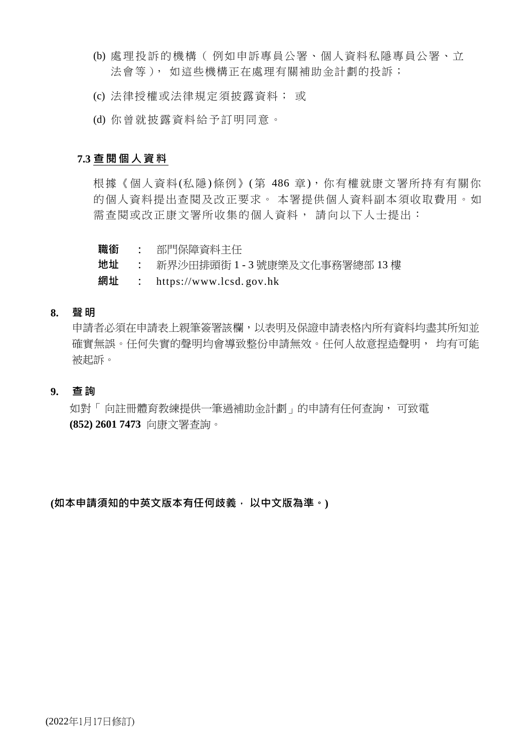(b) 處理投訴的機構（例如申訴專員公署、個人資料私隱專員公署、立法會等），如這些機構正在處理有關補助金計劃的投訴；

(c) 法律授權或法律規定須披露資料；或

(d) 你曾就披露資料給予訂明同意。

### 7.3 查閱個人資料

根據《個人資料(私隱)條例》(第 486 章)，你有權就康文署所持有有關你的個人資料提出查閱及改正要求。本署提供個人資料副本須收取費用。如需查閱或改正康文署所收集的個人資料，請向以下人士提出：

**職銜** ： 部門保障資料主任
**地址** ： 新界沙田排頭街 1 - 3 號康樂及文化事務署總部 13 樓
**網址** ： https://www.lcsd.gov.hk

## 8. 聲明

申請者必須在申請表上親筆簽署該欄，以表明及保證申請表格內所有資料均盡其所知並確實無誤。任何失實的聲明均會導致整份申請無效。任何人故意捏造聲明，均有可能被起訴。

## 9. 查詢

如對「向註冊體育教練提供一筆過補助金計劃」的申請有任何查詢，可致電 **(852) 2601 7473** 向康文署查詢。

**(如本申請須知的中英文版本有任何歧義，以中文版為準。)**

(2022年1月17日修訂)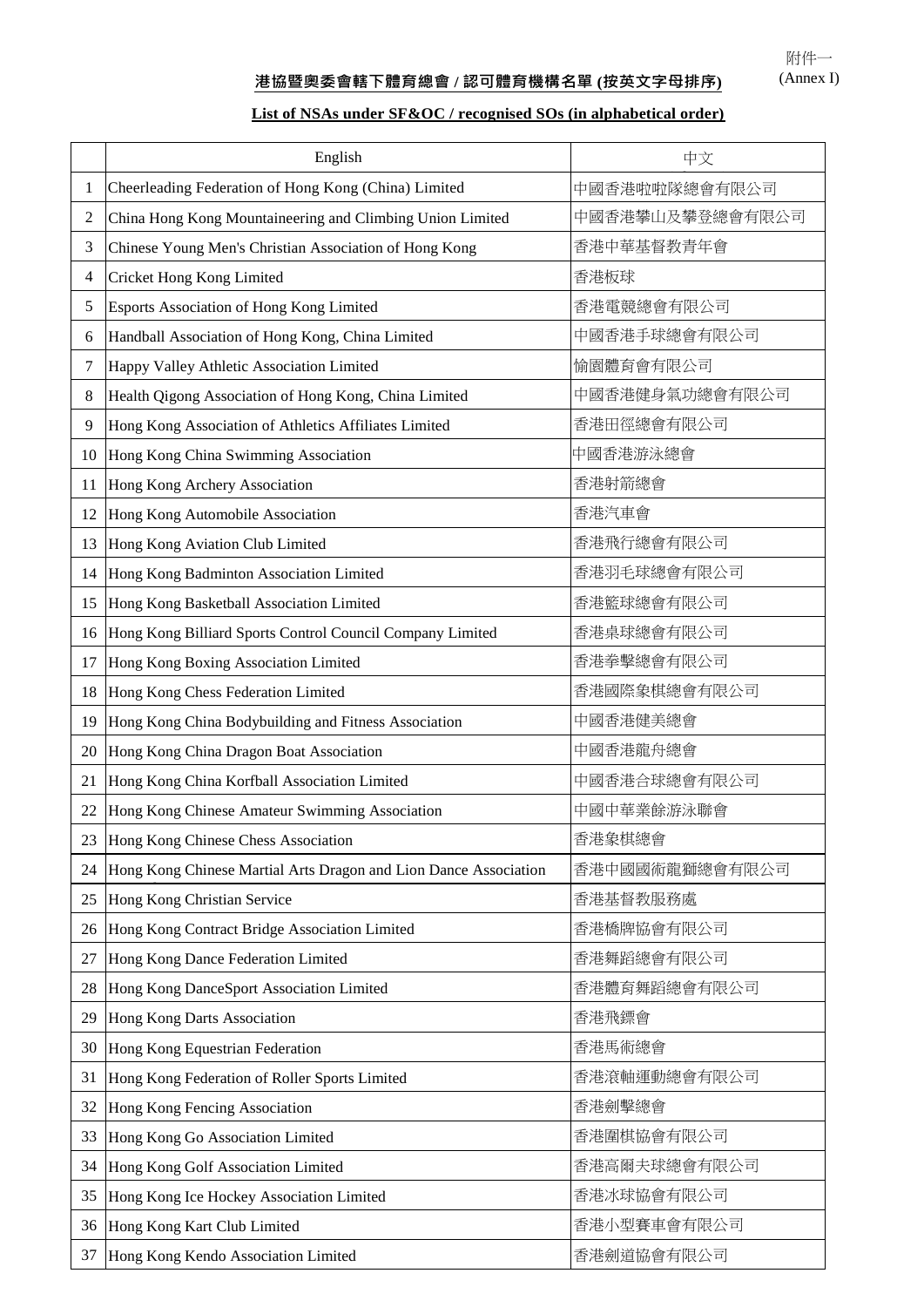附件一
(Annex I)

# 港協暨奧委會轄下體育總會 / 認可體育機構名單 (按英文字母排序)

## List of NSAs under SF&OC / recognised SOs (in alphabetical order)

| | English | 中文 |
|---|---|---|
| 1 | Cheerleading Federation of Hong Kong (China) Limited | 中國香港啦啦隊總會有限公司 |
| 2 | China Hong Kong Mountaineering and Climbing Union Limited | 中國香港攀山及攀登總會有限公司 |
| 3 | Chinese Young Men's Christian Association of Hong Kong | 香港中華基督教青年會 |
| 4 | Cricket Hong Kong Limited | 香港板球 |
| 5 | Esports Association of Hong Kong Limited | 香港電競總會有限公司 |
| 6 | Handball Association of Hong Kong, China Limited | 中國香港手球總會有限公司 |
| 7 | Happy Valley Athletic Association Limited | 愉園體育會有限公司 |
| 8 | Health Qigong Association of Hong Kong, China Limited | 中國香港健身氣功總會有限公司 |
| 9 | Hong Kong Association of Athletics Affiliates Limited | 香港田徑總會有限公司 |
| 10 | Hong Kong China Swimming Association | 中國香港游泳總會 |
| 11 | Hong Kong Archery Association | 香港射箭總會 |
| 12 | Hong Kong Automobile Association | 香港汽車會 |
| 13 | Hong Kong Aviation Club Limited | 香港飛行總會有限公司 |
| 14 | Hong Kong Badminton Association Limited | 香港羽毛球總會有限公司 |
| 15 | Hong Kong Basketball Association Limited | 香港籃球總會有限公司 |
| 16 | Hong Kong Billiard Sports Control Council Company Limited | 香港桌球總會有限公司 |
| 17 | Hong Kong Boxing Association Limited | 香港拳擊總會有限公司 |
| 18 | Hong Kong Chess Federation Limited | 香港國際象棋總會有限公司 |
| 19 | Hong Kong China Bodybuilding and Fitness Association | 中國香港健美總會 |
| 20 | Hong Kong China Dragon Boat Association | 中國香港龍舟總會 |
| 21 | Hong Kong China Korfball Association Limited | 中國香港合球總會有限公司 |
| 22 | Hong Kong Chinese Amateur Swimming Association | 中國中華業餘游泳聯會 |
| 23 | Hong Kong Chinese Chess Association | 香港象棋總會 |
| 24 | Hong Kong Chinese Martial Arts Dragon and Lion Dance Association | 香港中國國術龍獅總會有限公司 |
| 25 | Hong Kong Christian Service | 香港基督教服務處 |
| 26 | Hong Kong Contract Bridge Association Limited | 香港橋牌協會有限公司 |
| 27 | Hong Kong Dance Federation Limited | 香港舞蹈總會有限公司 |
| 28 | Hong Kong DanceSport Association Limited | 香港體育舞蹈總會有限公司 |
| 29 | Hong Kong Darts Association | 香港飛鏢會 |
| 30 | Hong Kong Equestrian Federation | 香港馬術總會 |
| 31 | Hong Kong Federation of Roller Sports Limited | 香港滾軸運動總會有限公司 |
| 32 | Hong Kong Fencing Association | 香港劍擊總會 |
| 33 | Hong Kong Go Association Limited | 香港圍棋協會有限公司 |
| 34 | Hong Kong Golf Association Limited | 香港高爾夫球總會有限公司 |
| 35 | Hong Kong Ice Hockey Association Limited | 香港冰球協會有限公司 |
| 36 | Hong Kong Kart Club Limited | 香港小型賽車會有限公司 |
| 37 | Hong Kong Kendo Association Limited | 香港劍道協會有限公司 |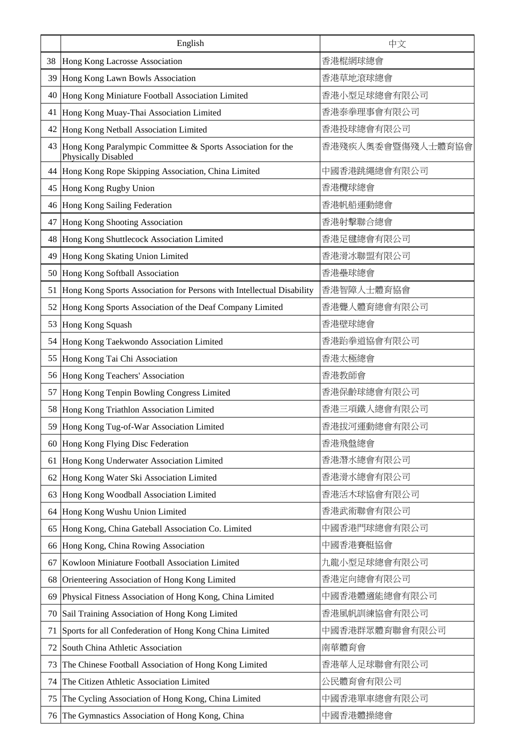| | English | 中文 |
|---|---|---|
| 38 | Hong Kong Lacrosse Association | 香港棍網球總會 |
| 39 | Hong Kong Lawn Bowls Association | 香港草地滾球總會 |
| 40 | Hong Kong Miniature Football Association Limited | 香港小型足球總會有限公司 |
| 41 | Hong Kong Muay-Thai Association Limited | 香港泰拳理事會有限公司 |
| 42 | Hong Kong Netball Association Limited | 香港投球總會有限公司 |
| 43 | Hong Kong Paralympic Committee & Sports Association for the Physically Disabled | 香港殘疾人奧委會暨傷殘人士體育協會 |
| 44 | Hong Kong Rope Skipping Association, China Limited | 中國香港跳繩總會有限公司 |
| 45 | Hong Kong Rugby Union | 香港欖球總會 |
| 46 | Hong Kong Sailing Federation | 香港帆船運動總會 |
| 47 | Hong Kong Shooting Association | 香港射擊聯合總會 |
| 48 | Hong Kong Shuttlecock Association Limited | 香港足毽總會有限公司 |
| 49 | Hong Kong Skating Union Limited | 香港滑冰聯盟有限公司 |
| 50 | Hong Kong Softball Association | 香港壘球總會 |
| 51 | Hong Kong Sports Association for Persons with Intellectual Disability | 香港智障人士體育協會 |
| 52 | Hong Kong Sports Association of the Deaf Company Limited | 香港聾人體育總會有限公司 |
| 53 | Hong Kong Squash | 香港壁球總會 |
| 54 | Hong Kong Taekwondo Association Limited | 香港跆拳道協會有限公司 |
| 55 | Hong Kong Tai Chi Association | 香港太極總會 |
| 56 | Hong Kong Teachers' Association | 香港教師會 |
| 57 | Hong Kong Tenpin Bowling Congress Limited | 香港保齡球總會有限公司 |
| 58 | Hong Kong Triathlon Association Limited | 香港三項鐵人總會有限公司 |
| 59 | Hong Kong Tug-of-War Association Limited | 香港拔河運動總會有限公司 |
| 60 | Hong Kong Flying Disc Federation | 香港飛盤總會 |
| 61 | Hong Kong Underwater Association Limited | 香港潛水總會有限公司 |
| 62 | Hong Kong Water Ski Association Limited | 香港滑水總會有限公司 |
| 63 | Hong Kong Woodball Association Limited | 香港活木球協會有限公司 |
| 64 | Hong Kong Wushu Union Limited | 香港武術聯會有限公司 |
| 65 | Hong Kong, China Gateball Association Co. Limited | 中國香港門球總會有限公司 |
| 66 | Hong Kong, China Rowing Association | 中國香港賽艇協會 |
| 67 | Kowloon Miniature Football Association Limited | 九龍小型足球總會有限公司 |
| 68 | Orienteering Association of Hong Kong Limited | 香港定向總會有限公司 |
| 69 | Physical Fitness Association of Hong Kong, China Limited | 中國香港體適能總會有限公司 |
| 70 | Sail Training Association of Hong Kong Limited | 香港風帆訓練協會有限公司 |
| 71 | Sports for all Confederation of Hong Kong China Limited | 中國香港群眾體育聯會有限公司 |
| 72 | South China Athletic Association | 南華體育會 |
| 73 | The Chinese Football Association of Hong Kong Limited | 香港華人足球聯會有限公司 |
| 74 | The Citizen Athletic Association Limited | 公民體育會有限公司 |
| 75 | The Cycling Association of Hong Kong, China Limited | 中國香港單車總會有限公司 |
| 76 | The Gymnastics Association of Hong Kong, China | 中國香港體操總會 |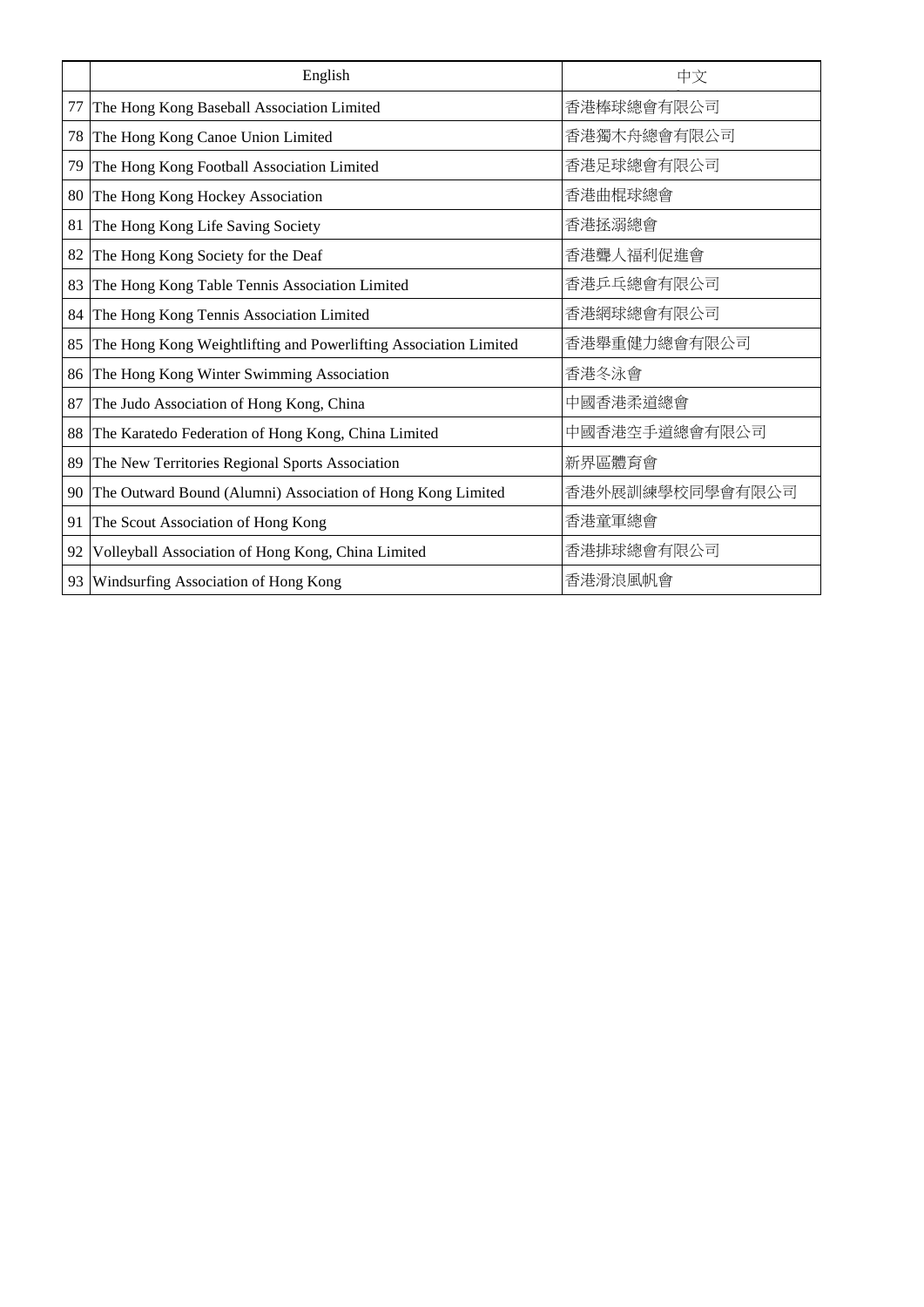| | English | 中文 |
|---|---|---|
| 77 | The Hong Kong Baseball Association Limited | 香港棒球總會有限公司 |
| 78 | The Hong Kong Canoe Union Limited | 香港獨木舟總會有限公司 |
| 79 | The Hong Kong Football Association Limited | 香港足球總會有限公司 |
| 80 | The Hong Kong Hockey Association | 香港曲棍球總會 |
| 81 | The Hong Kong Life Saving Society | 香港拯溺總會 |
| 82 | The Hong Kong Society for the Deaf | 香港聾人福利促進會 |
| 83 | The Hong Kong Table Tennis Association Limited | 香港乒乓總會有限公司 |
| 84 | The Hong Kong Tennis Association Limited | 香港網球總會有限公司 |
| 85 | The Hong Kong Weightlifting and Powerlifting Association Limited | 香港舉重健力總會有限公司 |
| 86 | The Hong Kong Winter Swimming Association | 香港冬泳會 |
| 87 | The Judo Association of Hong Kong, China | 中國香港柔道總會 |
| 88 | The Karatedo Federation of Hong Kong, China Limited | 中國香港空手道總會有限公司 |
| 89 | The New Territories Regional Sports Association | 新界區體育會 |
| 90 | The Outward Bound (Alumni) Association of Hong Kong Limited | 香港外展訓練學校同學會有限公司 |
| 91 | The Scout Association of Hong Kong | 香港童軍總會 |
| 92 | Volleyball Association of Hong Kong, China Limited | 香港排球總會有限公司 |
| 93 | Windsurfing Association of Hong Kong | 香港滑浪風帆會 |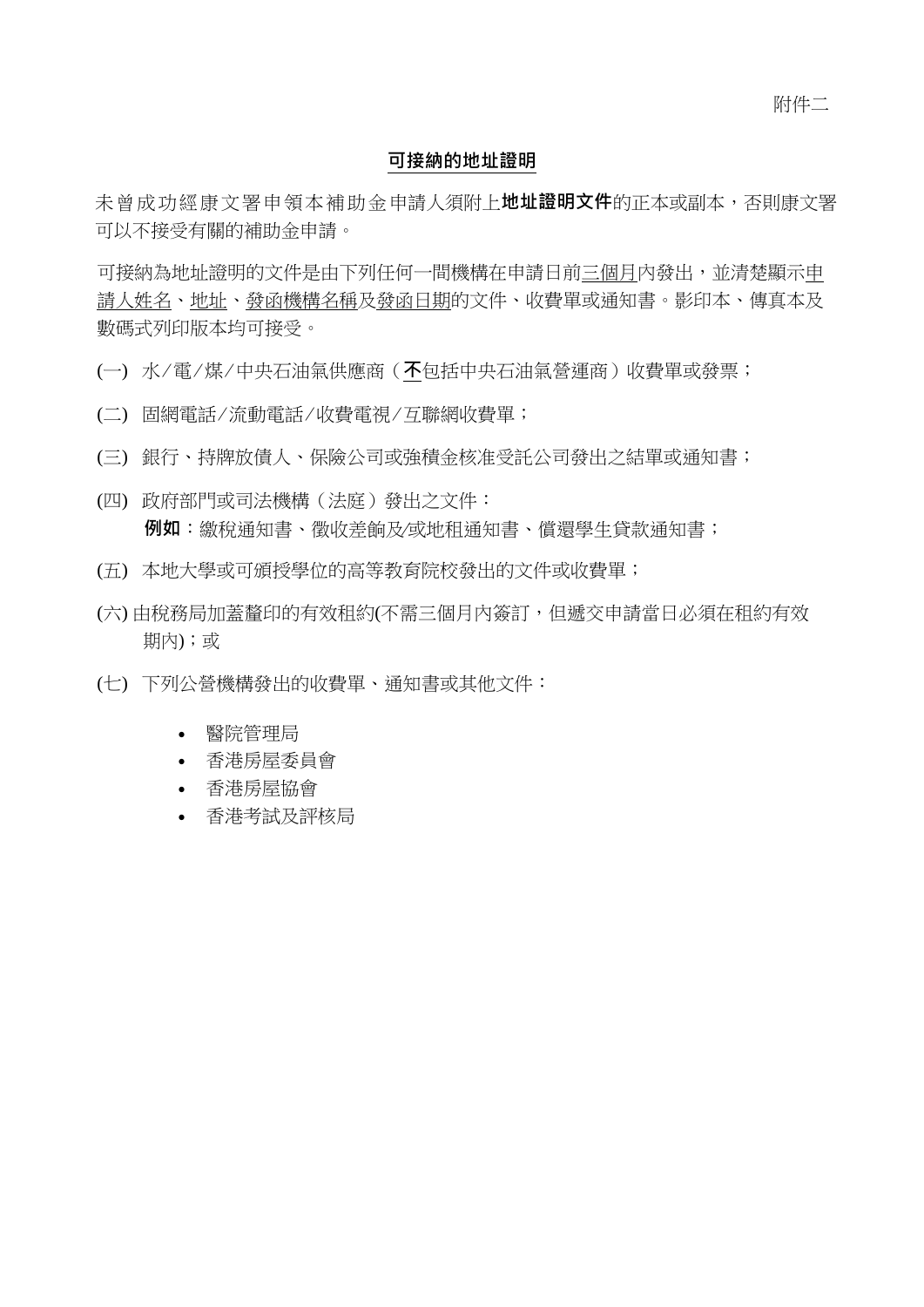附件二

## 可接納的地址證明

未曾成功經康文署申領本補助金申請人須附上**地址證明文件**的正本或副本，否則康文署可以不接受有關的補助金申請。

可接納為地址證明的文件是由下列任何一間機構在申請日前三個月內發出，並清楚顯示申請人姓名、地址、發函機構名稱及發函日期的文件、收費單或通知書。影印本、傳真本及數碼式列印版本均可接受。

(一) 水／電／煤／中央石油氣供應商（**不**包括中央石油氣營運商）收費單或發票；

(二) 固網電話/流動電話/收費電視/互聯網收費單；

(三) 銀行、持牌放債人、保險公司或強積金核准受託公司發出之結單或通知書；

(四) 政府部門或司法機構（法庭）發出之文件：
**例如**：繳稅通知書、徵收差餉及/或地租通知書、償還學生貸款通知書；

(五) 本地大學或可頒授學位的高等教育院校發出的文件或收費單；

(六) 由稅務局加蓋釐印的有效租約(不需三個月內簽訂，但遞交申請當日必須在租約有效期內)；或

(七) 下列公營機構發出的收費單、通知書或其他文件：

- 醫院管理局
- 香港房屋委員會
- 香港房屋協會
- 香港考試及評核局